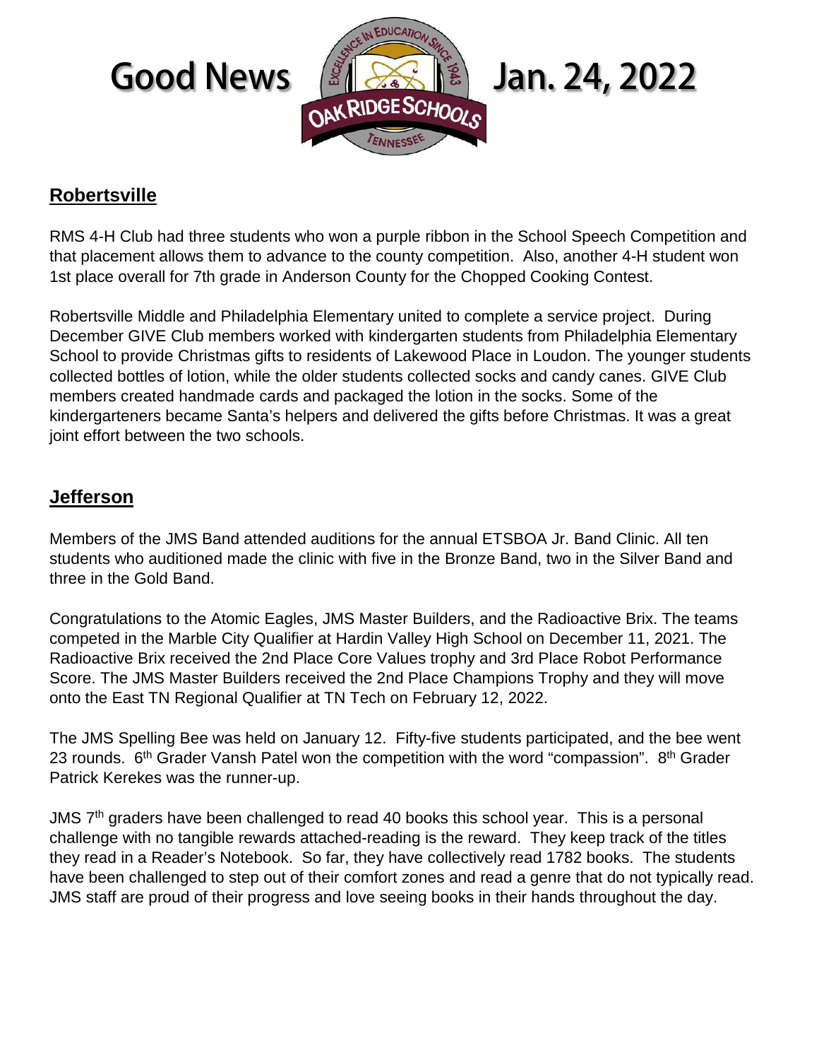# Good News Jan. 24, 2022

## Robertsville

RMS 4-H Club had three students who won a purple ribbon in the School Speech Competition and that placement allows them to advance to the county competition. Also, another 4-H student won 1st place overall for 7th grade in Anderson County for the Chopped Cooking Contest.

Robertsville Middle and Philadelphia Elementary united to complete a service project. During December GIVE Club members worked with kindergarten students from Philadelphia Elementary School to provide Christmas gifts to residents of Lakewood Place in Loudon. The younger students collected bottles of lotion, while the older students collected socks and candy canes. GIVE Club members created handmade cards and packaged the lotion in the socks. Some of the kindergarteners became Santa's helpers and delivered the gifts before Christmas. It was a great joint effort between the two schools.

## Jefferson

Members of the JMS Band attended auditions for the annual ETSBOA Jr. Band Clinic. All ten students who auditioned made the clinic with five in the Bronze Band, two in the Silver Band and three in the Gold Band.

Congratulations to the Atomic Eagles, JMS Master Builders, and the Radioactive Brix. The teams competed in the Marble City Qualifier at Hardin Valley High School on December 11, 2021. The Radioactive Brix received the 2nd Place Core Values trophy and 3rd Place Robot Performance Score. The JMS Master Builders received the 2nd Place Champions Trophy and they will move onto the East TN Regional Qualifier at TN Tech on February 12, 2022.

The JMS Spelling Bee was held on January 12. Fifty-five students participated, and the bee went 23 rounds. 6th Grader Vansh Patel won the competition with the word "compassion". 8th Grader Patrick Kerekes was the runner-up.

JMS 7th graders have been challenged to read 40 books this school year. This is a personal challenge with no tangible rewards attached-reading is the reward. They keep track of the titles they read in a Reader's Notebook. So far, they have collectively read 1782 books. The students have been challenged to step out of their comfort zones and read a genre that do not typically read. JMS staff are proud of their progress and love seeing books in their hands throughout the day.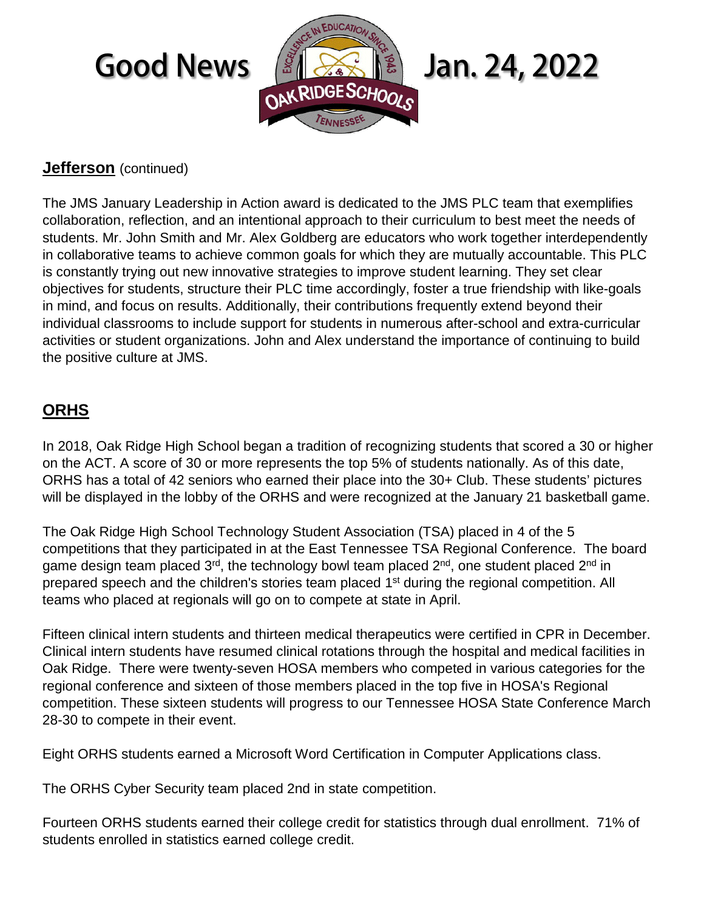# Good News Jan. 24, 2022

## Jefferson (continued)

The JMS January Leadership in Action award is dedicated to the JMS PLC team that exemplifies collaboration, reflection, and an intentional approach to their curriculum to best meet the needs of students. Mr. John Smith and Mr. Alex Goldberg are educators who work together interdependently in collaborative teams to achieve common goals for which they are mutually accountable. This PLC is constantly trying out new innovative strategies to improve student learning. They set clear objectives for students, structure their PLC time accordingly, foster a true friendship with like-goals in mind, and focus on results. Additionally, their contributions frequently extend beyond their individual classrooms to include support for students in numerous after-school and extra-curricular activities or student organizations. John and Alex understand the importance of continuing to build the positive culture at JMS.

## ORHS

In 2018, Oak Ridge High School began a tradition of recognizing students that scored a 30 or higher on the ACT. A score of 30 or more represents the top 5% of students nationally. As of this date, ORHS has a total of 42 seniors who earned their place into the 30+ Club. These students' pictures will be displayed in the lobby of the ORHS and were recognized at the January 21 basketball game.

The Oak Ridge High School Technology Student Association (TSA) placed in 4 of the 5 competitions that they participated in at the East Tennessee TSA Regional Conference. The board game design team placed 3rd, the technology bowl team placed 2nd, one student placed 2nd in prepared speech and the children's stories team placed 1st during the regional competition. All teams who placed at regionals will go on to compete at state in April.

Fifteen clinical intern students and thirteen medical therapeutics were certified in CPR in December. Clinical intern students have resumed clinical rotations through the hospital and medical facilities in Oak Ridge. There were twenty-seven HOSA members who competed in various categories for the regional conference and sixteen of those members placed in the top five in HOSA's Regional competition. These sixteen students will progress to our Tennessee HOSA State Conference March 28-30 to compete in their event.

Eight ORHS students earned a Microsoft Word Certification in Computer Applications class.

The ORHS Cyber Security team placed 2nd in state competition.

Fourteen ORHS students earned their college credit for statistics through dual enrollment. 71% of students enrolled in statistics earned college credit.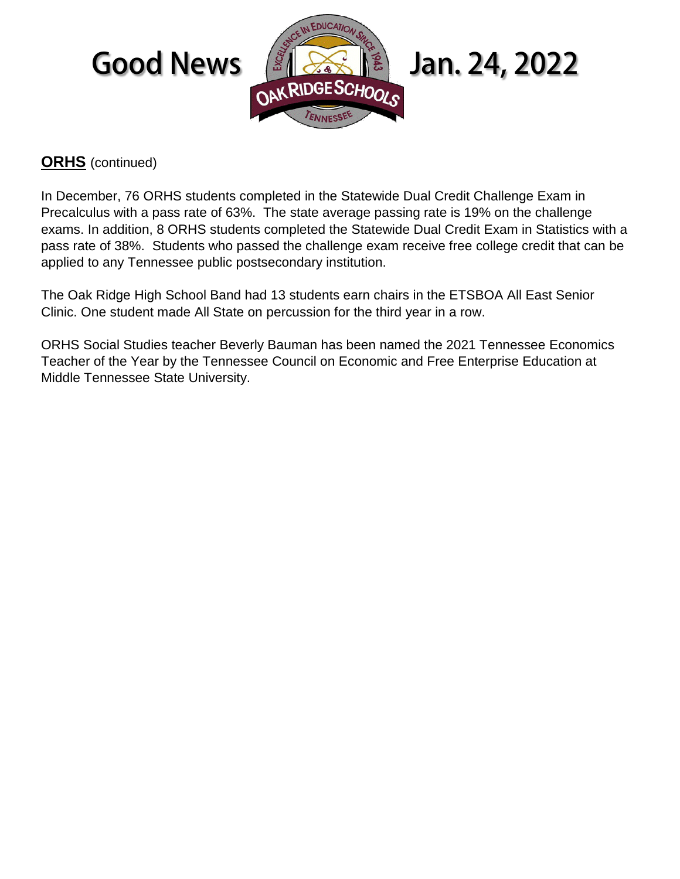**ORHS** (continued)

In December, 76 ORHS students completed in the Statewide Dual Credit Challenge Exam in Precalculus with a pass rate of 63%. The state average passing rate is 19% on the challenge exams. In addition, 8 ORHS students completed the Statewide Dual Credit Exam in Statistics with a pass rate of 38%. Students who passed the challenge exam receive free college credit that can be applied to any Tennessee public postsecondary institution.

The Oak Ridge High School Band had 13 students earn chairs in the ETSBOA All East Senior Clinic. One student made All State on percussion for the third year in a row.

ORHS Social Studies teacher Beverly Bauman has been named the 2021 Tennessee Economics Teacher of the Year by the Tennessee Council on Economic and Free Enterprise Education at Middle Tennessee State University.